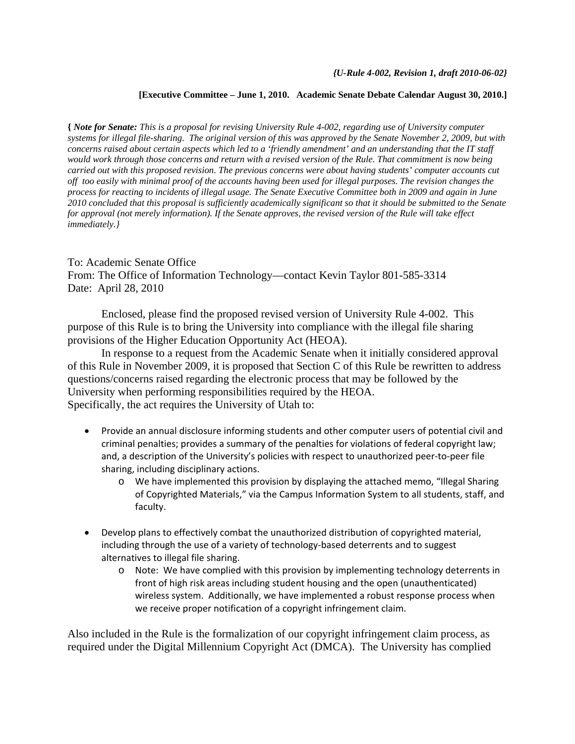***{U-Rule 4-002, Revision 1, draft 2010-06-02}***

**[Executive Committee – June 1, 2010. Academic Senate Debate Calendar August 30, 2010.]**

**{** ***Note for Senate:*** *This is a proposal for revising University Rule 4-002, regarding use of University computer systems for illegal file-sharing. The original version of this was approved by the Senate November 2, 2009, but with concerns raised about certain aspects which led to a 'friendly amendment' and an understanding that the IT staff would work through those concerns and return with a revised version of the Rule. That commitment is now being carried out with this proposed revision. The previous concerns were about having students' computer accounts cut off too easily with minimal proof of the accounts having been used for illegal purposes. The revision changes the process for reacting to incidents of illegal usage. The Senate Executive Committee both in 2009 and again in June 2010 concluded that this proposal is sufficiently academically significant so that it should be submitted to the Senate for approval (not merely information). If the Senate approves, the revised version of the Rule will take effect immediately.}*

To: Academic Senate Office
From: The Office of Information Technology—contact Kevin Taylor 801-585-3314
Date: April 28, 2010

Enclosed, please find the proposed revised version of University Rule 4-002. This purpose of this Rule is to bring the University into compliance with the illegal file sharing provisions of the Higher Education Opportunity Act (HEOA).

In response to a request from the Academic Senate when it initially considered approval of this Rule in November 2009, it is proposed that Section C of this Rule be rewritten to address questions/concerns raised regarding the electronic process that may be followed by the University when performing responsibilities required by the HEOA.
Specifically, the act requires the University of Utah to:

- Provide an annual disclosure informing students and other computer users of potential civil and criminal penalties; provides a summary of the penalties for violations of federal copyright law; and, a description of the University's policies with respect to unauthorized peer-to-peer file sharing, including disciplinary actions.
  - We have implemented this provision by displaying the attached memo, "Illegal Sharing of Copyrighted Materials," via the Campus Information System to all students, staff, and faculty.
- Develop plans to effectively combat the unauthorized distribution of copyrighted material, including through the use of a variety of technology-based deterrents and to suggest alternatives to illegal file sharing.
  - Note: We have complied with this provision by implementing technology deterrents in front of high risk areas including student housing and the open (unauthenticated) wireless system. Additionally, we have implemented a robust response process when we receive proper notification of a copyright infringement claim.

Also included in the Rule is the formalization of our copyright infringement claim process, as required under the Digital Millennium Copyright Act (DMCA). The University has complied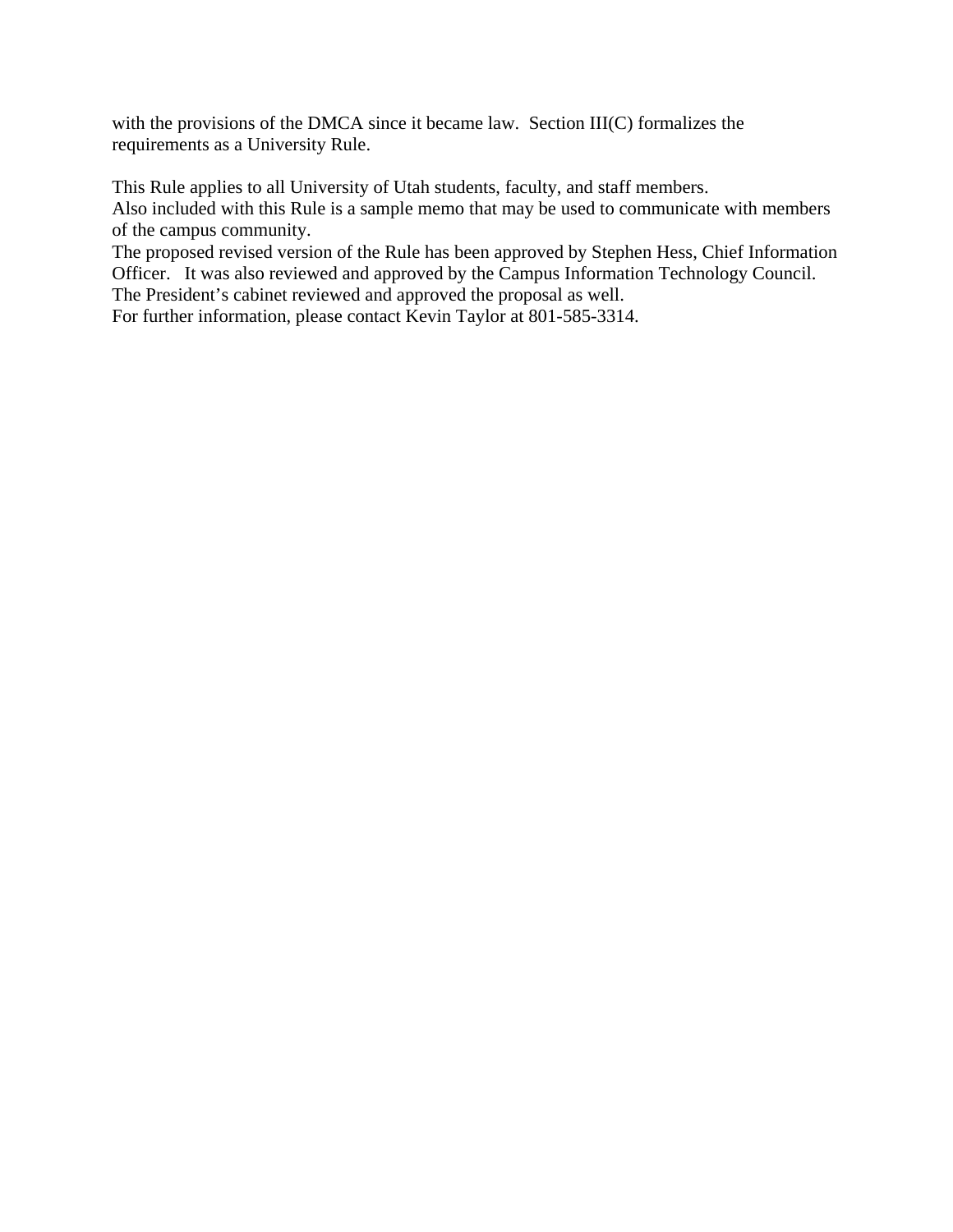with the provisions of the DMCA since it became law. Section III(C) formalizes the requirements as a University Rule.

This Rule applies to all University of Utah students, faculty, and staff members.
Also included with this Rule is a sample memo that may be used to communicate with members of the campus community.
The proposed revised version of the Rule has been approved by Stephen Hess, Chief Information Officer. It was also reviewed and approved by the Campus Information Technology Council.
The President's cabinet reviewed and approved the proposal as well.
For further information, please contact Kevin Taylor at 801-585-3314.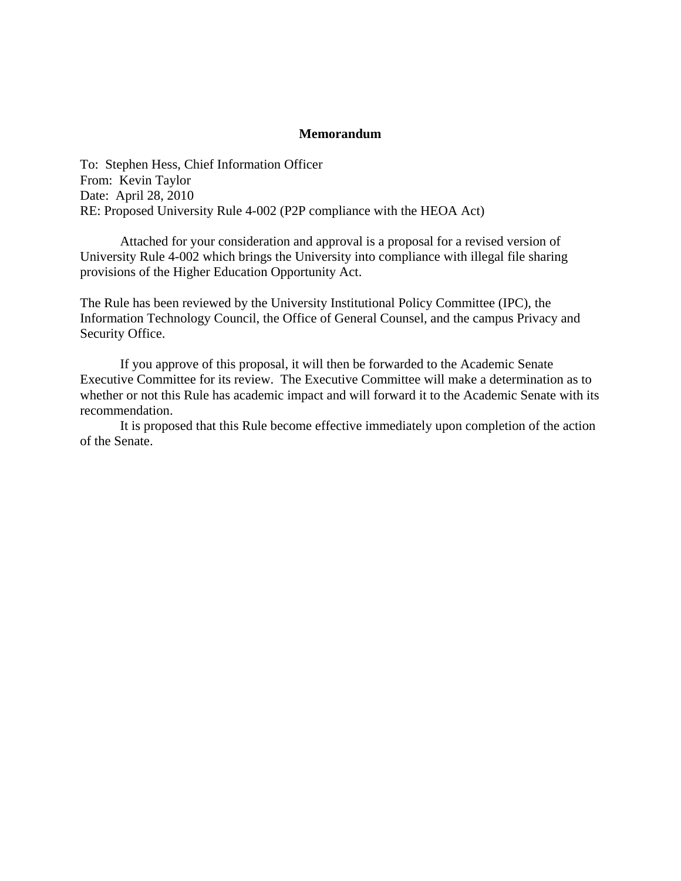**Memorandum**

To: Stephen Hess, Chief Information Officer
From: Kevin Taylor
Date: April 28, 2010
RE: Proposed University Rule 4-002 (P2P compliance with the HEOA Act)

Attached for your consideration and approval is a proposal for a revised version of University Rule 4-002 which brings the University into compliance with illegal file sharing provisions of the Higher Education Opportunity Act.

The Rule has been reviewed by the University Institutional Policy Committee (IPC), the Information Technology Council, the Office of General Counsel, and the campus Privacy and Security Office.

If you approve of this proposal, it will then be forwarded to the Academic Senate Executive Committee for its review. The Executive Committee will make a determination as to whether or not this Rule has academic impact and will forward it to the Academic Senate with its recommendation.

It is proposed that this Rule become effective immediately upon completion of the action of the Senate.